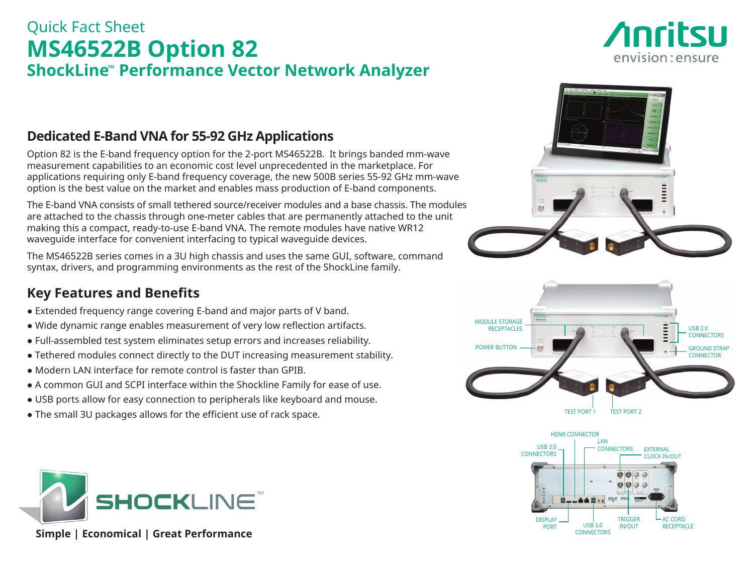Quick Fact Sheet

# MS46522B Option 82

## ShockLine™ Performance Vector Network Analyzer

## Dedicated E-Band VNA for 55-92 GHz Applications

Option 82 is the E-band frequency option for the 2-port MS46522B. It brings banded mm-wave measurement capabilities to an economic cost level unprecedented in the marketplace. For applications requiring only E-band frequency coverage, the new 500B series 55-92 GHz mm-wave option is the best value on the market and enables mass production of E-band components.

The E-band VNA consists of small tethered source/receiver modules and a base chassis. The modules are attached to the chassis through one-meter cables that are permanently attached to the unit making this a compact, ready-to-use E-band VNA. The remote modules have native WR12 waveguide interface for convenient interfacing to typical waveguide devices.

The MS46522B series comes in a 3U high chassis and uses the same GUI, software, command syntax, drivers, and programming environments as the rest of the ShockLine family.

## Key Features and Benefits

- Extended frequency range covering E-band and major parts of V band.
- Wide dynamic range enables measurement of very low reflection artifacts.
- Full-assembled test system eliminates setup errors and increases reliability.
- Tethered modules connect directly to the DUT increasing measurement stability.
- Modern LAN interface for remote control is faster than GPIB.
- A common GUI and SCPI interface within the Shockline Family for ease of use.
- USB ports allow for easy connection to peripherals like keyboard and mouse.
- The small 3U packages allows for the efficient use of rack space.

MODULE STORAGE RECEPTACLES | POWER BUTTON | USB 2.0 CONNECTORS | GROUND STRAP CONNECTOR | TEST PORT 1 | TEST PORT 2

HDMI CONNECTOR | USB 3.0 CONNECTORS | LAN CONNECTORS | EXTERNAL CLOCK IN/OUT | DISPLAY PORT | USB 3.0 CONNECTORS | TRIGGER IN/OUT | AC CORD RECEPTACLE

**Simple | Economical | Great Performance**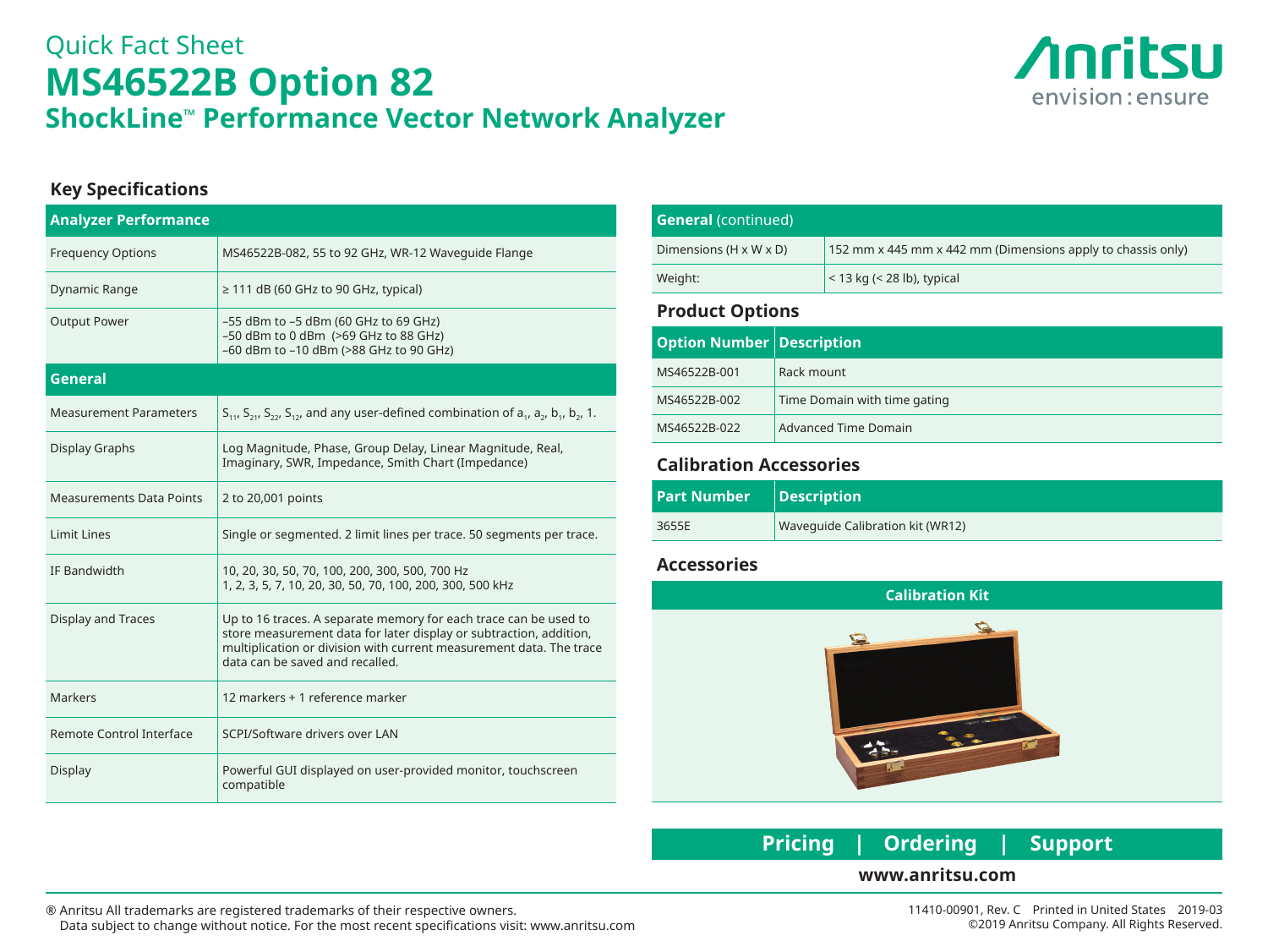# Quick Fact Sheet
# MS46522B Option 82
## ShockLine™ Performance Vector Network Analyzer

### Key Specifications

| Analyzer Performance | |
|---|---|
| Frequency Options | MS46522B-082, 55 to 92 GHz, WR-12 Waveguide Flange |
| Dynamic Range | ≥ 111 dB (60 GHz to 90 GHz, typical) |
| Output Power | –55 dBm to –5 dBm (60 GHz to 69 GHz)<br>–50 dBm to 0 dBm (>69 GHz to 88 GHz)<br>–60 dBm to –10 dBm (>88 GHz to 90 GHz) |
| **General** | |
| Measurement Parameters | $S_{11}$, $S_{21}$, $S_{22}$, $S_{12}$, and any user-defined combination of $a_1$, $a_2$, $b_1$, $b_2$, 1. |
| Display Graphs | Log Magnitude, Phase, Group Delay, Linear Magnitude, Real, Imaginary, SWR, Impedance, Smith Chart (Impedance) |
| Measurements Data Points | 2 to 20,001 points |
| Limit Lines | Single or segmented. 2 limit lines per trace. 50 segments per trace. |
| IF Bandwidth | 10, 20, 30, 50, 70, 100, 200, 300, 500, 700 Hz<br>1, 2, 3, 5, 7, 10, 20, 30, 50, 70, 100, 200, 300, 500 kHz |
| Display and Traces | Up to 16 traces. A separate memory for each trace can be used to store measurement data for later display or subtraction, addition, multiplication or division with current measurement data. The trace data can be saved and recalled. |
| Markers | 12 markers + 1 reference marker |
| Remote Control Interface | SCPI/Software drivers over LAN |
| Display | Powerful GUI displayed on user-provided monitor, touchscreen compatible |

| General (continued) | |
|---|---|
| Dimensions (H x W x D) | 152 mm x 445 mm x 442 mm (Dimensions apply to chassis only) |
| Weight: | < 13 kg (< 28 lb), typical |

### Product Options

| Option Number | Description |
|---|---|
| MS46522B-001 | Rack mount |
| MS46522B-002 | Time Domain with time gating |
| MS46522B-022 | Advanced Time Domain |

### Calibration Accessories

| Part Number | Description |
|---|---|
| 3655E | Waveguide Calibration kit (WR12) |

### Accessories

**Calibration Kit**

**Pricing | Ordering | Support**

**www.anritsu.com**

® Anritsu All trademarks are registered trademarks of their respective owners.
Data subject to change without notice. For the most recent specifications visit: www.anritsu.com

11410-00901, Rev. C Printed in United States 2019-03
©2019 Anritsu Company. All Rights Reserved.